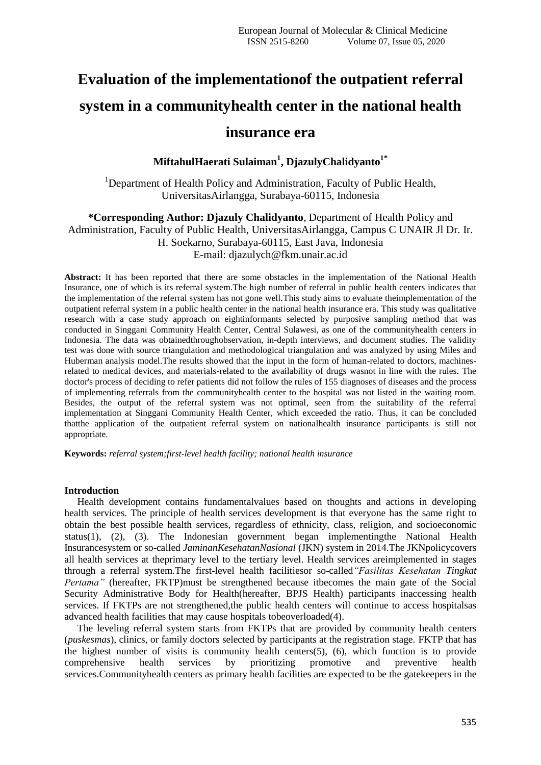# Evaluation of the implementationof the outpatient referral system in a communityhealth center in the national health insurance era

**MiftahulHaerati Sulaiman[1], DjazulyChalidyanto[1*]**

[1]Department of Health Policy and Administration, Faculty of Public Health, UniversitasAirlangga, Surabaya-60115, Indonesia

**\*Corresponding Author: Djazuly Chalidyanto**, Department of Health Policy and Administration, Faculty of Public Health, UniversitasAirlangga, Campus C UNAIR Jl Dr. Ir. H. Soekarno, Surabaya-60115, East Java, Indonesia
E-mail: djazulych@fkm.unair.ac.id

**Abstract:** It has been reported that there are some obstacles in the implementation of the National Health Insurance, one of which is its referral system.The high number of referral in public health centers indicates that the implementation of the referral system has not gone well.This study aims to evaluate theimplementation of the outpatient referral system in a public health center in the national health insurance era. This study was qualitative research with a case study approach on eightinformants selected by purposive sampling method that was conducted in Singgani Community Health Center, Central Sulawesi, as one of the communityhealth centers in Indonesia. The data was obtainedthroughobservation, in-depth interviews, and document studies. The validity test was done with source triangulation and methodological triangulation and was analyzed by using Miles and Huberman analysis model.The results showed that the input in the form of human-related to doctors, machines-related to medical devices, and materials-related to the availability of drugs wasnot in line with the rules. The doctor's process of deciding to refer patients did not follow the rules of 155 diagnoses of diseases and the process of implementing referrals from the communityhealth center to the hospital was not listed in the waiting room. Besides, the output of the referral system was not optimal, seen from the suitability of the referral implementation at Singgani Community Health Center, which exceeded the ratio. Thus, it can be concluded thatthe application of the outpatient referral system on nationalhealth insurance participants is still not appropriate.

**Keywords:** *referral system;first-level health facility; national health insurance*

## Introduction

Health development contains fundamentalvalues based on thoughts and actions in developing health services. The principle of health services development is that everyone has the same right to obtain the best possible health services, regardless of ethnicity, class, religion, and socioeconomic status(1), (2), (3). The Indonesian government began implementingthe National Health Insurancesystem or so-called *JaminanKesehatanNasional* (JKN) system in 2014.The JKNpolicycovers all health services at theprimary level to the tertiary level. Health services areimplemented in stages through a referral system.The first-level health facilitiesor so-called*"Fasilitas Kesehatan Tingkat Pertama"* (hereafter, FKTP)must be strengthened because itbecomes the main gate of the Social Security Administrative Body for Health(hereafter, BPJS Health) participants inaccessing health services. If FKTPs are not strengthened,the public health centers will continue to access hospitalsas advanced health facilities that may cause hospitals tobeoverloaded(4).

The leveling referral system starts from FKTPs that are provided by community health centers (*puskesmas*), clinics, or family doctors selected by participants at the registration stage. FKTP that has the highest number of visits is community health centers(5), (6), which function is to provide comprehensive health services by prioritizing promotive and preventive health services.Communityhealth centers as primary health facilities are expected to be the gatekeepers in the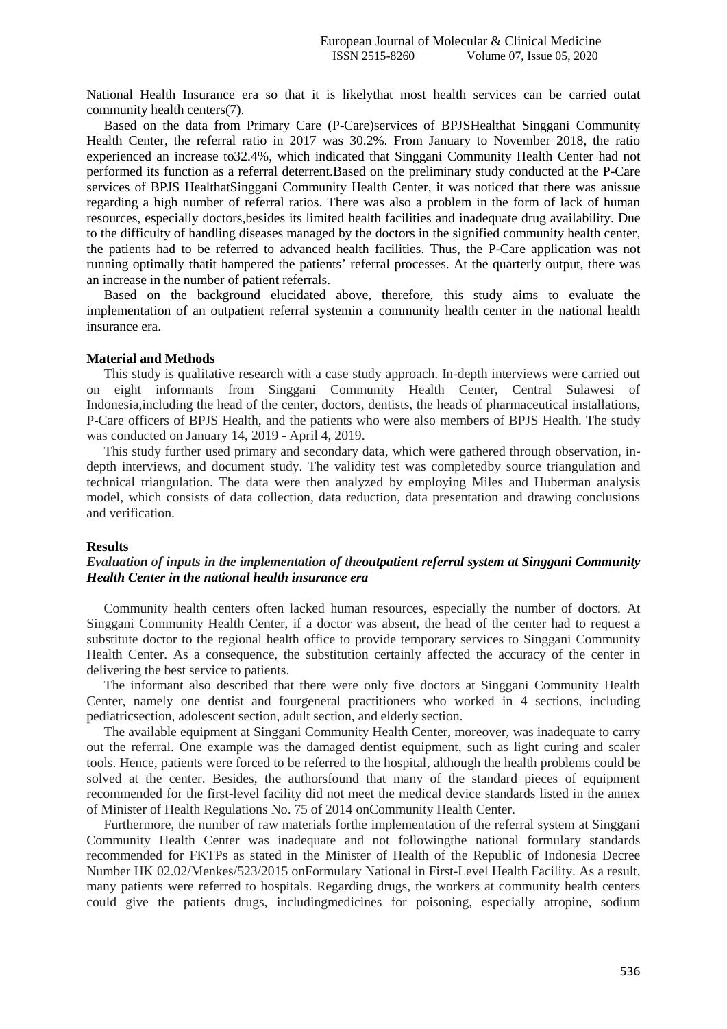National Health Insurance era so that it is likelythat most health services can be carried outat community health centers(7).

Based on the data from Primary Care (P-Care)services of BPJSHealthat Singgani Community Health Center, the referral ratio in 2017 was 30.2%. From January to November 2018, the ratio experienced an increase to32.4%, which indicated that Singgani Community Health Center had not performed its function as a referral deterrent.Based on the preliminary study conducted at the P-Care services of BPJS HealthatSinggani Community Health Center, it was noticed that there was anissue regarding a high number of referral ratios. There was also a problem in the form of lack of human resources, especially doctors,besides its limited health facilities and inadequate drug availability. Due to the difficulty of handling diseases managed by the doctors in the signified community health center, the patients had to be referred to advanced health facilities. Thus, the P-Care application was not running optimally thatit hampered the patients' referral processes. At the quarterly output, there was an increase in the number of patient referrals.

Based on the background elucidated above, therefore, this study aims to evaluate the implementation of an outpatient referral systemin a community health center in the national health insurance era.

**Material and Methods**

This study is qualitative research with a case study approach. In-depth interviews were carried out on eight informants from Singgani Community Health Center, Central Sulawesi of Indonesia,including the head of the center, doctors, dentists, the heads of pharmaceutical installations, P-Care officers of BPJS Health, and the patients who were also members of BPJS Health. The study was conducted on January 14, 2019 - April 4, 2019.

This study further used primary and secondary data, which were gathered through observation, in-depth interviews, and document study. The validity test was completedby source triangulation and technical triangulation. The data were then analyzed by employing Miles and Huberman analysis model, which consists of data collection, data reduction, data presentation and drawing conclusions and verification.

**Results**

***Evaluation of inputs in the implementation of theoutpatient referral system at Singgani Community Health Center in the national health insurance era***

Community health centers often lacked human resources, especially the number of doctors. At Singgani Community Health Center, if a doctor was absent, the head of the center had to request a substitute doctor to the regional health office to provide temporary services to Singgani Community Health Center. As a consequence, the substitution certainly affected the accuracy of the center in delivering the best service to patients.

The informant also described that there were only five doctors at Singgani Community Health Center, namely one dentist and fourgeneral practitioners who worked in 4 sections, including pediatricsection, adolescent section, adult section, and elderly section.

The available equipment at Singgani Community Health Center, moreover, was inadequate to carry out the referral. One example was the damaged dentist equipment, such as light curing and scaler tools. Hence, patients were forced to be referred to the hospital, although the health problems could be solved at the center. Besides, the authorsfound that many of the standard pieces of equipment recommended for the first-level facility did not meet the medical device standards listed in the annex of Minister of Health Regulations No. 75 of 2014 onCommunity Health Center.

Furthermore, the number of raw materials forthe implementation of the referral system at Singgani Community Health Center was inadequate and not followingthe national formulary standards recommended for FKTPs as stated in the Minister of Health of the Republic of Indonesia Decree Number HK 02.02/Menkes/523/2015 onFormulary National in First-Level Health Facility. As a result, many patients were referred to hospitals. Regarding drugs, the workers at community health centers could give the patients drugs, includingmedicines for poisoning, especially atropine, sodium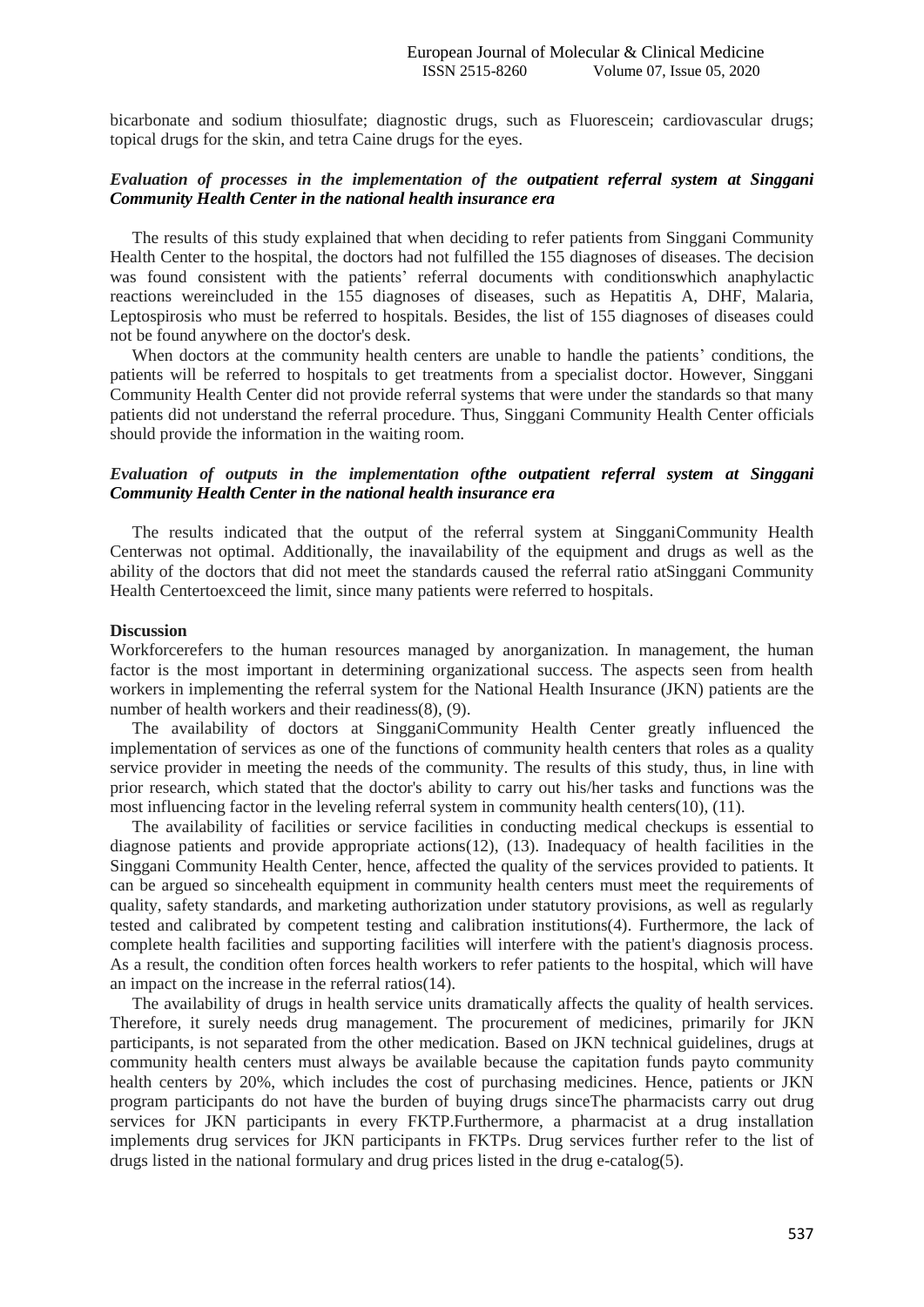bicarbonate and sodium thiosulfate; diagnostic drugs, such as Fluorescein; cardiovascular drugs; topical drugs for the skin, and tetra Caine drugs for the eyes.

### *Evaluation of processes in the implementation of the outpatient referral system at Singgani Community Health Center in the national health insurance era*

The results of this study explained that when deciding to refer patients from Singgani Community Health Center to the hospital, the doctors had not fulfilled the 155 diagnoses of diseases. The decision was found consistent with the patients' referral documents with conditionswhich anaphylactic reactions wereincluded in the 155 diagnoses of diseases, such as Hepatitis A, DHF, Malaria, Leptospirosis who must be referred to hospitals. Besides, the list of 155 diagnoses of diseases could not be found anywhere on the doctor's desk.

When doctors at the community health centers are unable to handle the patients' conditions, the patients will be referred to hospitals to get treatments from a specialist doctor. However, Singgani Community Health Center did not provide referral systems that were under the standards so that many patients did not understand the referral procedure. Thus, Singgani Community Health Center officials should provide the information in the waiting room.

### *Evaluation of outputs in the implementation ofthe outpatient referral system at Singgani Community Health Center in the national health insurance era*

The results indicated that the output of the referral system at SingganiCommunity Health Centerwas not optimal. Additionally, the inavailability of the equipment and drugs as well as the ability of the doctors that did not meet the standards caused the referral ratio atSinggani Community Health Centertoexceed the limit, since many patients were referred to hospitals.

## **Discussion**

Workforcerefers to the human resources managed by anorganization. In management, the human factor is the most important in determining organizational success. The aspects seen from health workers in implementing the referral system for the National Health Insurance (JKN) patients are the number of health workers and their readiness(8), (9).

The availability of doctors at SingganiCommunity Health Center greatly influenced the implementation of services as one of the functions of community health centers that roles as a quality service provider in meeting the needs of the community. The results of this study, thus, in line with prior research, which stated that the doctor's ability to carry out his/her tasks and functions was the most influencing factor in the leveling referral system in community health centers(10), (11).

The availability of facilities or service facilities in conducting medical checkups is essential to diagnose patients and provide appropriate actions(12), (13). Inadequacy of health facilities in the Singgani Community Health Center, hence, affected the quality of the services provided to patients. It can be argued so sincehealth equipment in community health centers must meet the requirements of quality, safety standards, and marketing authorization under statutory provisions, as well as regularly tested and calibrated by competent testing and calibration institutions(4). Furthermore, the lack of complete health facilities and supporting facilities will interfere with the patient's diagnosis process. As a result, the condition often forces health workers to refer patients to the hospital, which will have an impact on the increase in the referral ratios(14).

The availability of drugs in health service units dramatically affects the quality of health services. Therefore, it surely needs drug management. The procurement of medicines, primarily for JKN participants, is not separated from the other medication. Based on JKN technical guidelines, drugs at community health centers must always be available because the capitation funds payto community health centers by 20%, which includes the cost of purchasing medicines. Hence, patients or JKN program participants do not have the burden of buying drugs sinceThe pharmacists carry out drug services for JKN participants in every FKTP.Furthermore, a pharmacist at a drug installation implements drug services for JKN participants in FKTPs. Drug services further refer to the list of drugs listed in the national formulary and drug prices listed in the drug e-catalog(5).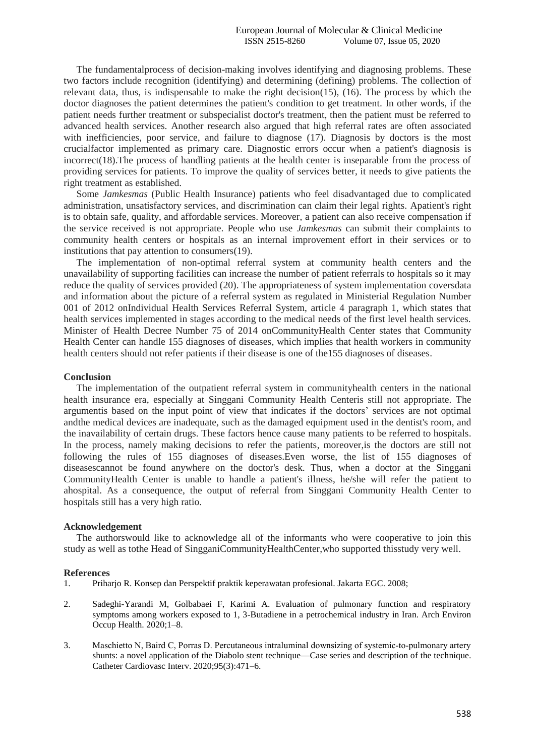The fundamentalprocess of decision-making involves identifying and diagnosing problems. These two factors include recognition (identifying) and determining (defining) problems. The collection of relevant data, thus, is indispensable to make the right decision(15), (16). The process by which the doctor diagnoses the patient determines the patient's condition to get treatment. In other words, if the patient needs further treatment or subspecialist doctor's treatment, then the patient must be referred to advanced health services. Another research also argued that high referral rates are often associated with inefficiencies, poor service, and failure to diagnose (17). Diagnosis by doctors is the most crucialfactor implemented as primary care. Diagnostic errors occur when a patient's diagnosis is incorrect(18).The process of handling patients at the health center is inseparable from the process of providing services for patients. To improve the quality of services better, it needs to give patients the right treatment as established.

Some *Jamkesmas* (Public Health Insurance) patients who feel disadvantaged due to complicated administration, unsatisfactory services, and discrimination can claim their legal rights. Apatient's right is to obtain safe, quality, and affordable services. Moreover, a patient can also receive compensation if the service received is not appropriate. People who use *Jamkesmas* can submit their complaints to community health centers or hospitals as an internal improvement effort in their services or to institutions that pay attention to consumers(19).

The implementation of non-optimal referral system at community health centers and the unavailability of supporting facilities can increase the number of patient referrals to hospitals so it may reduce the quality of services provided (20). The appropriateness of system implementation coversdata and information about the picture of a referral system as regulated in Ministerial Regulation Number 001 of 2012 onIndividual Health Services Referral System, article 4 paragraph 1, which states that health services implemented in stages according to the medical needs of the first level health services. Minister of Health Decree Number 75 of 2014 onCommunityHealth Center states that Community Health Center can handle 155 diagnoses of diseases, which implies that health workers in community health centers should not refer patients if their disease is one of the155 diagnoses of diseases.

## Conclusion

The implementation of the outpatient referral system in communityhealth centers in the national health insurance era, especially at Singgani Community Health Centeris still not appropriate. The argumentis based on the input point of view that indicates if the doctors' services are not optimal andthe medical devices are inadequate, such as the damaged equipment used in the dentist's room, and the inavailability of certain drugs. These factors hence cause many patients to be referred to hospitals. In the process, namely making decisions to refer the patients, moreover,is the doctors are still not following the rules of 155 diagnoses of diseases.Even worse, the list of 155 diagnoses of diseasescannot be found anywhere on the doctor's desk. Thus, when a doctor at the Singgani CommunityHealth Center is unable to handle a patient's illness, he/she will refer the patient to ahospital. As a consequence, the output of referral from Singgani Community Health Center to hospitals still has a very high ratio.

## Acknowledgement

The authorswould like to acknowledge all of the informants who were cooperative to join this study as well as tothe Head of SingganiCommunityHealthCenter,who supported thisstudy very well.

## References

1. Priharjo R. Konsep dan Perspektif praktik keperawatan profesional. Jakarta EGC. 2008;
2. Sadeghi-Yarandi M, Golbabaei F, Karimi A. Evaluation of pulmonary function and respiratory symptoms among workers exposed to 1, 3-Butadiene in a petrochemical industry in Iran. Arch Environ Occup Health. 2020;1–8.
3. Maschietto N, Baird C, Porras D. Percutaneous intraluminal downsizing of systemic-to-pulmonary artery shunts: a novel application of the Diabolo stent technique—Case series and description of the technique. Catheter Cardiovasc Interv. 2020;95(3):471–6.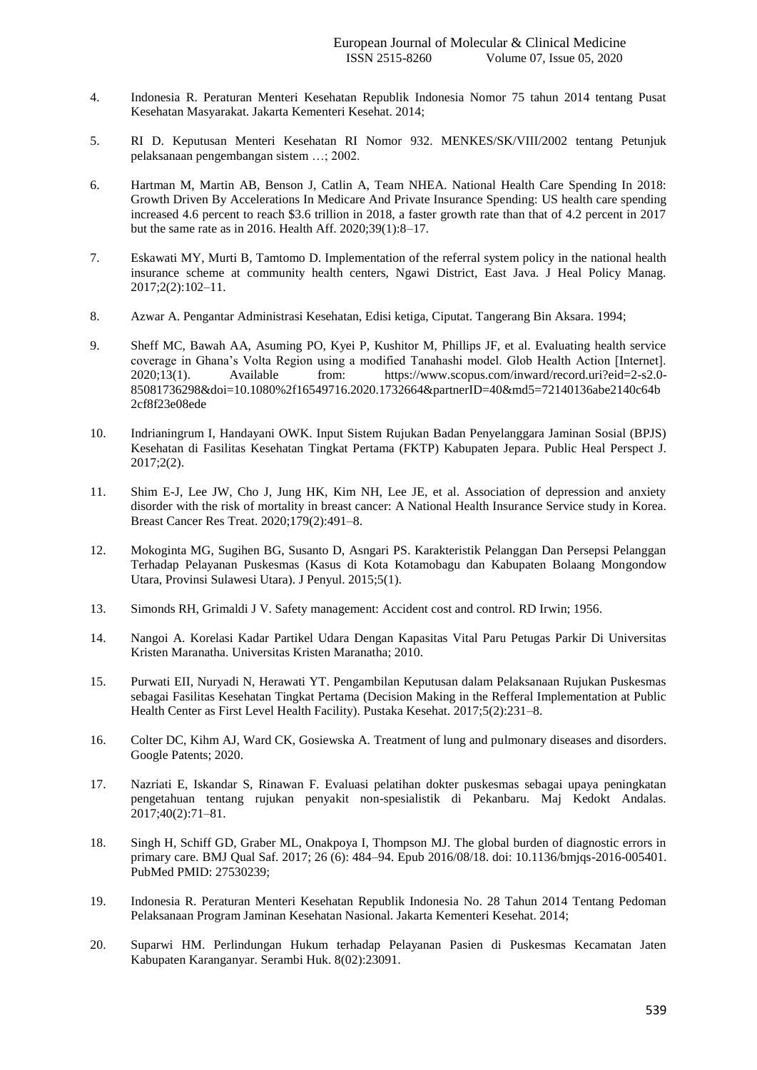4. Indonesia R. Peraturan Menteri Kesehatan Republik Indonesia Nomor 75 tahun 2014 tentang Pusat Kesehatan Masyarakat. Jakarta Kementeri Kesehat. 2014;

5. RI D. Keputusan Menteri Kesehatan RI Nomor 932. MENKES/SK/VIII/2002 tentang Petunjuk pelaksanaan pengembangan sistem …; 2002.

6. Hartman M, Martin AB, Benson J, Catlin A, Team NHEA. National Health Care Spending In 2018: Growth Driven By Accelerations In Medicare And Private Insurance Spending: US health care spending increased 4.6 percent to reach $3.6 trillion in 2018, a faster growth rate than that of 4.2 percent in 2017 but the same rate as in 2016. Health Aff. 2020;39(1):8–17.

7. Eskawati MY, Murti B, Tamtomo D. Implementation of the referral system policy in the national health insurance scheme at community health centers, Ngawi District, East Java. J Heal Policy Manag. 2017;2(2):102–11.

8. Azwar A. Pengantar Administrasi Kesehatan, Edisi ketiga, Ciputat. Tangerang Bin Aksara. 1994;

9. Sheff MC, Bawah AA, Asuming PO, Kyei P, Kushitor M, Phillips JF, et al. Evaluating health service coverage in Ghana's Volta Region using a modified Tanahashi model. Glob Health Action [Internet]. 2020;13(1). Available from: https://www.scopus.com/inward/record.uri?eid=2-s2.0-85081736298&doi=10.1080%2f16549716.2020.1732664&partnerID=40&md5=72140136abe2140c64b2cf8f23e08ede

10. Indrianingrum I, Handayani OWK. Input Sistem Rujukan Badan Penyelenggara Jaminan Sosial (BPJS) Kesehatan di Fasilitas Kesehatan Tingkat Pertama (FKTP) Kabupaten Jepara. Public Heal Perspect J. 2017;2(2).

11. Shim E-J, Lee JW, Cho J, Jung HK, Kim NH, Lee JE, et al. Association of depression and anxiety disorder with the risk of mortality in breast cancer: A National Health Insurance Service study in Korea. Breast Cancer Res Treat. 2020;179(2):491–8.

12. Mokoginta MG, Sugihen BG, Susanto D, Asngari PS. Karakteristik Pelanggan Dan Persepsi Pelanggan Terhadap Pelayanan Puskesmas (Kasus di Kota Kotamobagu dan Kabupaten Bolaang Mongondow Utara, Provinsi Sulawesi Utara). J Penyul. 2015;5(1).

13. Simonds RH, Grimaldi J V. Safety management: Accident cost and control. RD Irwin; 1956.

14. Nangoi A. Korelasi Kadar Partikel Udara Dengan Kapasitas Vital Paru Petugas Parkir Di Universitas Kristen Maranatha. Universitas Kristen Maranatha; 2010.

15. Purwati EII, Nuryadi N, Herawati YT. Pengambilan Keputusan dalam Pelaksanaan Rujukan Puskesmas sebagai Fasilitas Kesehatan Tingkat Pertama (Decision Making in the Refferal Implementation at Public Health Center as First Level Health Facility). Pustaka Kesehat. 2017;5(2):231–8.

16. Colter DC, Kihm AJ, Ward CK, Gosiewska A. Treatment of lung and pulmonary diseases and disorders. Google Patents; 2020.

17. Nazriati E, Iskandar S, Rinawan F. Evaluasi pelatihan dokter puskesmas sebagai upaya peningkatan pengetahuan tentang rujukan penyakit non-spesialistik di Pekanbaru. Maj Kedokt Andalas. 2017;40(2):71–81.

18. Singh H, Schiff GD, Graber ML, Onakpoya I, Thompson MJ. The global burden of diagnostic errors in primary care. BMJ Qual Saf. 2017; 26 (6): 484–94. Epub 2016/08/18. doi: 10.1136/bmjqs-2016-005401. PubMed PMID: 27530239;

19. Indonesia R. Peraturan Menteri Kesehatan Republik Indonesia No. 28 Tahun 2014 Tentang Pedoman Pelaksanaan Program Jaminan Kesehatan Nasional. Jakarta Kementeri Kesehat. 2014;

20. Suparwi HM. Perlindungan Hukum terhadap Pelayanan Pasien di Puskesmas Kecamatan Jaten Kabupaten Karanganyar. Serambi Huk. 8(02):23091.